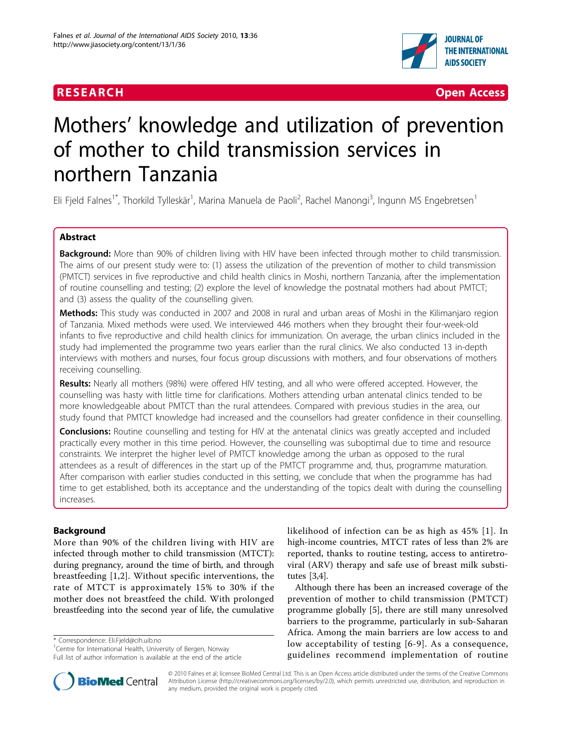RESEARCH Open Access

# Mothers' knowledge and utilization of prevention of mother to child transmission services in northern Tanzania

Eli Fjeld Falnes[1*], Thorkild Tylleskär[1], Marina Manuela de Paoli[2], Rachel Manongi[3], Ingunn MS Engebretsen[1]

## Abstract

**Background:** More than 90% of children living with HIV have been infected through mother to child transmission. The aims of our present study were to: (1) assess the utilization of the prevention of mother to child transmission (PMTCT) services in five reproductive and child health clinics in Moshi, northern Tanzania, after the implementation of routine counselling and testing; (2) explore the level of knowledge the postnatal mothers had about PMTCT; and (3) assess the quality of the counselling given.

**Methods:** This study was conducted in 2007 and 2008 in rural and urban areas of Moshi in the Kilimanjaro region of Tanzania. Mixed methods were used. We interviewed 446 mothers when they brought their four-week-old infants to five reproductive and child health clinics for immunization. On average, the urban clinics included in the study had implemented the programme two years earlier than the rural clinics. We also conducted 13 in-depth interviews with mothers and nurses, four focus group discussions with mothers, and four observations of mothers receiving counselling.

**Results:** Nearly all mothers (98%) were offered HIV testing, and all who were offered accepted. However, the counselling was hasty with little time for clarifications. Mothers attending urban antenatal clinics tended to be more knowledgeable about PMTCT than the rural attendees. Compared with previous studies in the area, our study found that PMTCT knowledge had increased and the counsellors had greater confidence in their counselling.

**Conclusions:** Routine counselling and testing for HIV at the antenatal clinics was greatly accepted and included practically every mother in this time period. However, the counselling was suboptimal due to time and resource constraints. We interpret the higher level of PMTCT knowledge among the urban as opposed to the rural attendees as a result of differences in the start up of the PMTCT programme and, thus, programme maturation. After comparison with earlier studies conducted in this setting, we conclude that when the programme has had time to get established, both its acceptance and the understanding of the topics dealt with during the counselling increases.

## Background

More than 90% of the children living with HIV are infected through mother to child transmission (MTCT): during pregnancy, around the time of birth, and through breastfeeding [1,2]. Without specific interventions, the rate of MTCT is approximately 15% to 30% if the mother does not breastfeed the child. With prolonged breastfeeding into the second year of life, the cumulative likelihood of infection can be as high as 45% [1]. In high-income countries, MTCT rates of less than 2% are reported, thanks to routine testing, access to antiretroviral (ARV) therapy and safe use of breast milk substitutes [3,4].

Although there has been an increased coverage of the prevention of mother to child transmission (PMTCT) programme globally [5], there are still many unresolved barriers to the programme, particularly in sub-Saharan Africa. Among the main barriers are low access to and low acceptability of testing [6-9]. As a consequence, guidelines recommend implementation of routine

\* Correspondence: Eli.Fjeld@cih.uib.no
[1]Centre for International Health, University of Bergen, Norway
Full list of author information is available at the end of the article

© 2010 Falnes et al; licensee BioMed Central Ltd. This is an Open Access article distributed under the terms of the Creative Commons Attribution License (http://creativecommons.org/licenses/by/2.0), which permits unrestricted use, distribution, and reproduction in any medium, provided the original work is properly cited.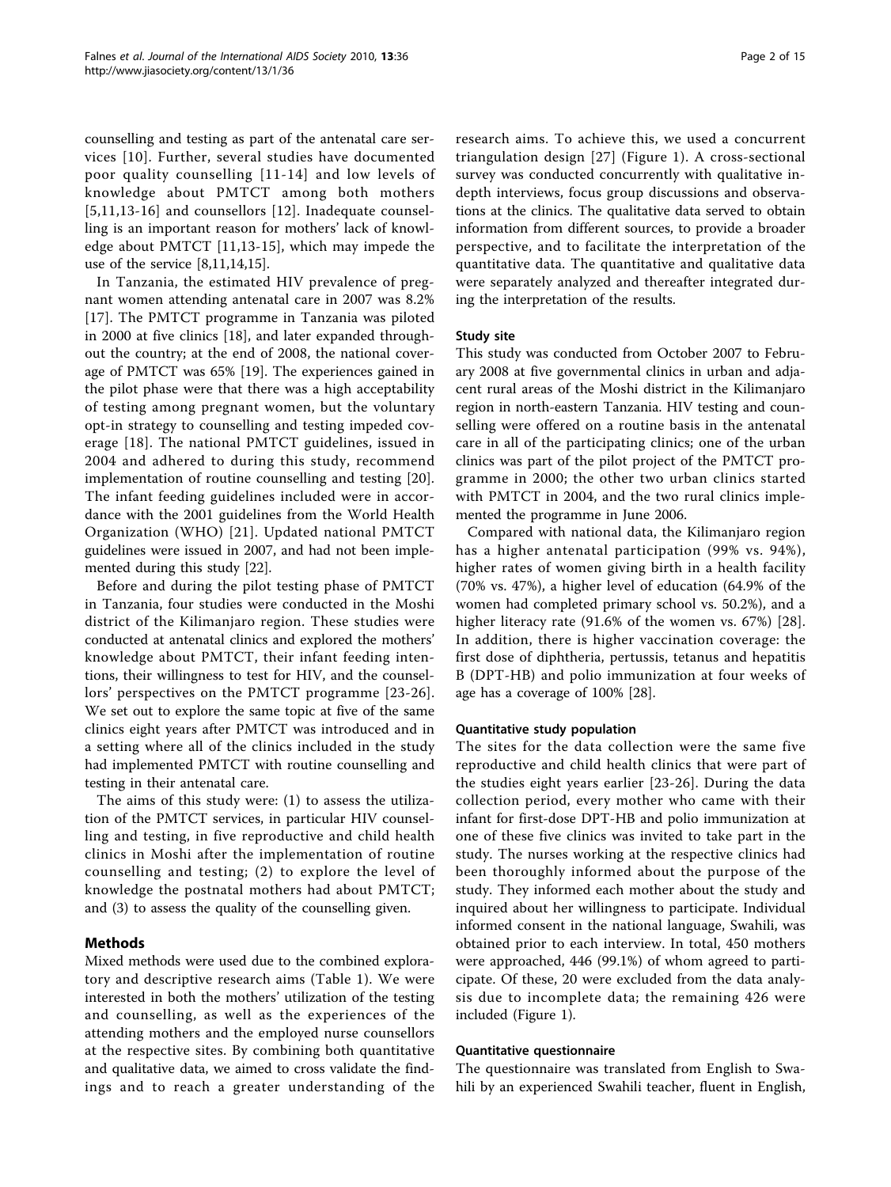counselling and testing as part of the antenatal care services [10]. Further, several studies have documented poor quality counselling [11-14] and low levels of knowledge about PMTCT among both mothers [5,11,13-16] and counsellors [12]. Inadequate counselling is an important reason for mothers' lack of knowledge about PMTCT [11,13-15], which may impede the use of the service [8,11,14,15].

In Tanzania, the estimated HIV prevalence of pregnant women attending antenatal care in 2007 was 8.2% [17]. The PMTCT programme in Tanzania was piloted in 2000 at five clinics [18], and later expanded throughout the country; at the end of 2008, the national coverage of PMTCT was 65% [19]. The experiences gained in the pilot phase were that there was a high acceptability of testing among pregnant women, but the voluntary opt-in strategy to counselling and testing impeded coverage [18]. The national PMTCT guidelines, issued in 2004 and adhered to during this study, recommend implementation of routine counselling and testing [20]. The infant feeding guidelines included were in accordance with the 2001 guidelines from the World Health Organization (WHO) [21]. Updated national PMTCT guidelines were issued in 2007, and had not been implemented during this study [22].

Before and during the pilot testing phase of PMTCT in Tanzania, four studies were conducted in the Moshi district of the Kilimanjaro region. These studies were conducted at antenatal clinics and explored the mothers' knowledge about PMTCT, their infant feeding intentions, their willingness to test for HIV, and the counsellors' perspectives on the PMTCT programme [23-26]. We set out to explore the same topic at five of the same clinics eight years after PMTCT was introduced and in a setting where all of the clinics included in the study had implemented PMTCT with routine counselling and testing in their antenatal care.

The aims of this study were: (1) to assess the utilization of the PMTCT services, in particular HIV counselling and testing, in five reproductive and child health clinics in Moshi after the implementation of routine counselling and testing; (2) to explore the level of knowledge the postnatal mothers had about PMTCT; and (3) to assess the quality of the counselling given.

## Methods

Mixed methods were used due to the combined exploratory and descriptive research aims (Table 1). We were interested in both the mothers' utilization of the testing and counselling, as well as the experiences of the attending mothers and the employed nurse counsellors at the respective sites. By combining both quantitative and qualitative data, we aimed to cross validate the findings and to reach a greater understanding of the research aims. To achieve this, we used a concurrent triangulation design [27] (Figure 1). A cross-sectional survey was conducted concurrently with qualitative in-depth interviews, focus group discussions and observations at the clinics. The qualitative data served to obtain information from different sources, to provide a broader perspective, and to facilitate the interpretation of the quantitative data. The quantitative and qualitative data were separately analyzed and thereafter integrated during the interpretation of the results.

### Study site

This study was conducted from October 2007 to February 2008 at five governmental clinics in urban and adjacent rural areas of the Moshi district in the Kilimanjaro region in north-eastern Tanzania. HIV testing and counselling were offered on a routine basis in the antenatal care in all of the participating clinics; one of the urban clinics was part of the pilot project of the PMTCT programme in 2000; the other two urban clinics started with PMTCT in 2004, and the two rural clinics implemented the programme in June 2006.

Compared with national data, the Kilimanjaro region has a higher antenatal participation (99% vs. 94%), higher rates of women giving birth in a health facility (70% vs. 47%), a higher level of education (64.9% of the women had completed primary school vs. 50.2%), and a higher literacy rate (91.6% of the women vs. 67%) [28]. In addition, there is higher vaccination coverage: the first dose of diphtheria, pertussis, tetanus and hepatitis B (DPT-HB) and polio immunization at four weeks of age has a coverage of 100% [28].

### Quantitative study population

The sites for the data collection were the same five reproductive and child health clinics that were part of the studies eight years earlier [23-26]. During the data collection period, every mother who came with their infant for first-dose DPT-HB and polio immunization at one of these five clinics was invited to take part in the study. The nurses working at the respective clinics had been thoroughly informed about the purpose of the study. They informed each mother about the study and inquired about her willingness to participate. Individual informed consent in the national language, Swahili, was obtained prior to each interview. In total, 450 mothers were approached, 446 (99.1%) of whom agreed to participate. Of these, 20 were excluded from the data analysis due to incomplete data; the remaining 426 were included (Figure 1).

### Quantitative questionnaire

The questionnaire was translated from English to Swahili by an experienced Swahili teacher, fluent in English,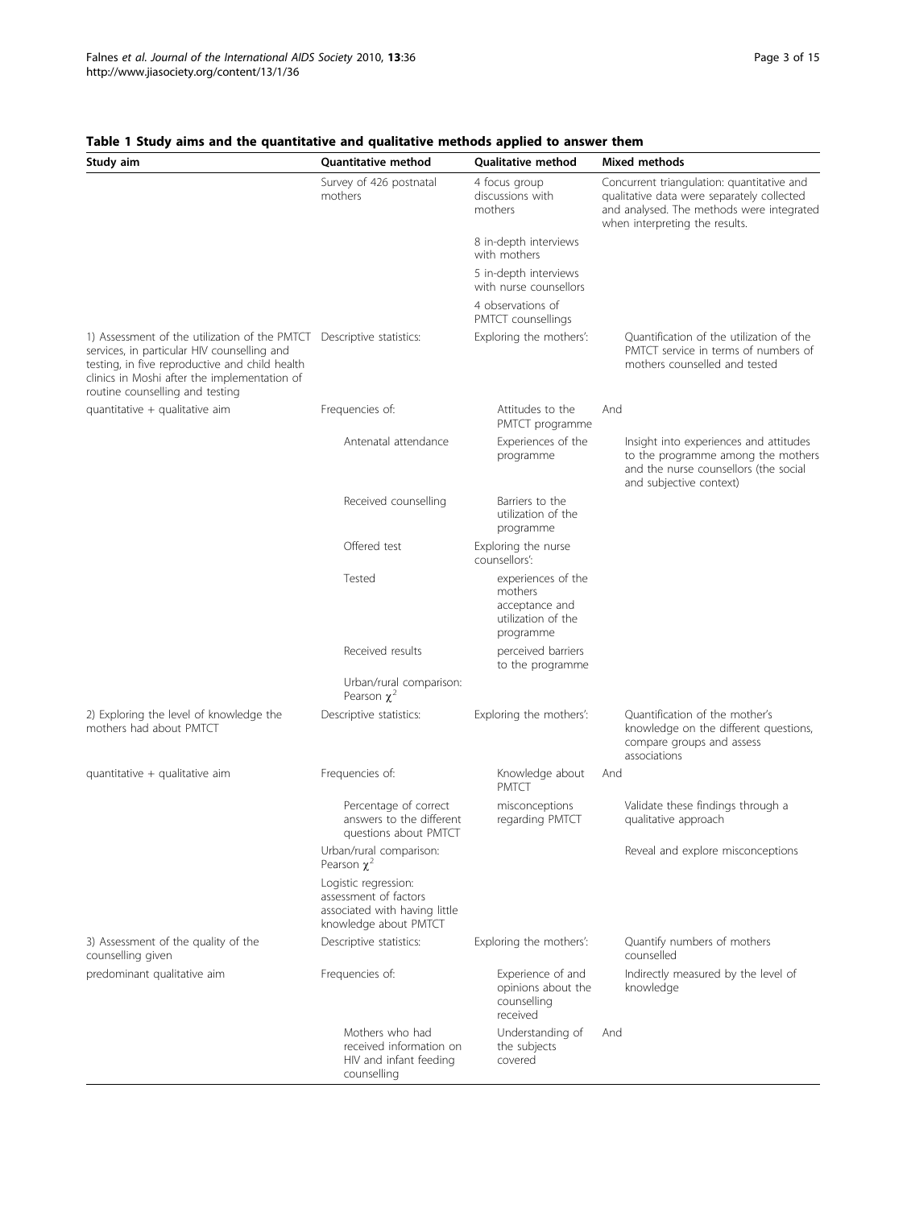**Table 1 Study aims and the quantitative and qualitative methods applied to answer them**

| Study aim | Quantitative method | Qualitative method | Mixed methods |
| --- | --- | --- | --- |
| | Survey of 426 postnatal mothers | 4 focus group discussions with mothers | Concurrent triangulation: quantitative and qualitative data were separately collected and analysed. The methods were integrated when interpreting the results. |
| | | 8 in-depth interviews with mothers | |
| | | 5 in-depth interviews with nurse counsellors | |
| | | 4 observations of PMTCT counsellings | |
| 1) Assessment of the utilization of the PMTCT services, in particular HIV counselling and testing, in five reproductive and child health clinics in Moshi after the implementation of routine counselling and testing | Descriptive statistics: | Exploring the mothers': | Quantification of the utilization of the PMTCT service in terms of numbers of mothers counselled and tested |
| quantitative + qualitative aim | Frequencies of: | Attitudes to the PMTCT programme | And |
| | Antenatal attendance | Experiences of the programme | Insight into experiences and attitudes to the programme among the mothers and the nurse counsellors (the social and subjective context) |
| | Received counselling | Barriers to the utilization of the programme | |
| | Offered test | Exploring the nurse counsellors': | |
| | Tested | experiences of the mothers acceptance and utilization of the programme | |
| | Received results | perceived barriers to the programme | |
| | Urban/rural comparison: Pearson $\chi^2$ | | |
| 2) Exploring the level of knowledge the mothers had about PMTCT | Descriptive statistics: | Exploring the mothers': | Quantification of the mother's knowledge on the different questions, compare groups and assess associations |
| quantitative + qualitative aim | Frequencies of: | Knowledge about PMTCT | And |
| | Percentage of correct answers to the different questions about PMTCT | misconceptions regarding PMTCT | Validate these findings through a qualitative approach |
| | Urban/rural comparison: Pearson $\chi^2$ | | Reveal and explore misconceptions |
| | Logistic regression: assessment of factors associated with having little knowledge about PMTCT | | |
| 3) Assessment of the quality of the counselling given | Descriptive statistics: | Exploring the mothers': | Quantify numbers of mothers counselled |
| predominant qualitative aim | Frequencies of: | Experience of and opinions about the counselling received | Indirectly measured by the level of knowledge |
| | Mothers who had received information on HIV and infant feeding counselling | Understanding of the subjects covered | And |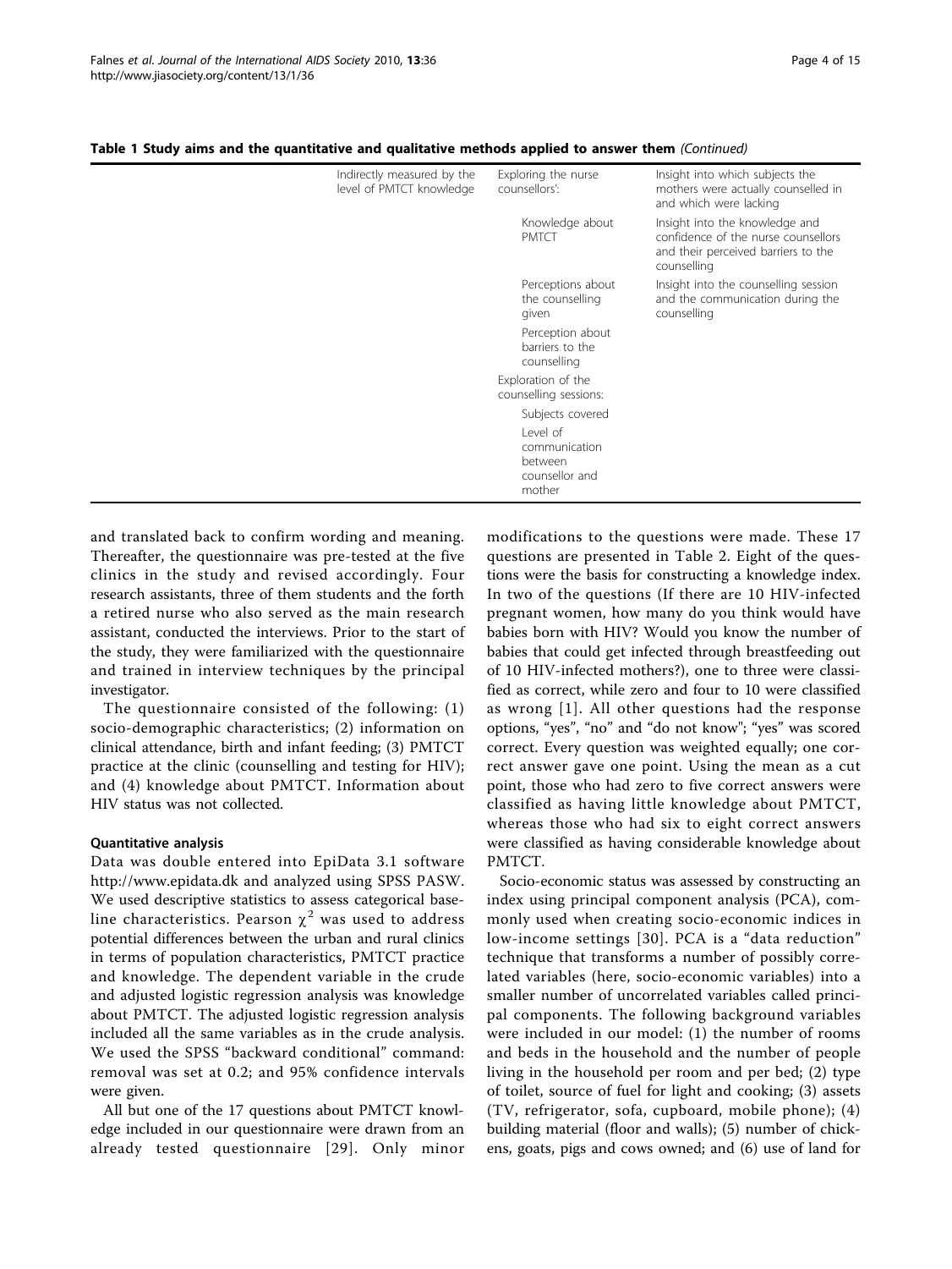**Table 1 Study aims and the quantitative and qualitative methods applied to answer them** *(Continued)*

| | | | |
|---|---|---|---|
| | Indirectly measured by the level of PMTCT knowledge | Exploring the nurse counsellors': | Insight into which subjects the mothers were actually counselled in and which were lacking |
| | | Knowledge about PMTCT | Insight into the knowledge and confidence of the nurse counsellors and their perceived barriers to the counselling |
| | | Perceptions about the counselling given | Insight into the counselling session and the communication during the counselling |
| | | Perception about barriers to the counselling | |
| | | Exploration of the counselling sessions: | |
| | | Subjects covered | |
| | | Level of communication between counsellor and mother | |

and translated back to confirm wording and meaning. Thereafter, the questionnaire was pre-tested at the five clinics in the study and revised accordingly. Four research assistants, three of them students and the forth a retired nurse who also served as the main research assistant, conducted the interviews. Prior to the start of the study, they were familiarized with the questionnaire and trained in interview techniques by the principal investigator.

The questionnaire consisted of the following: (1) socio-demographic characteristics; (2) information on clinical attendance, birth and infant feeding; (3) PMTCT practice at the clinic (counselling and testing for HIV); and (4) knowledge about PMTCT. Information about HIV status was not collected.

#### Quantitative analysis

Data was double entered into EpiData 3.1 software http://www.epidata.dk and analyzed using SPSS PASW. We used descriptive statistics to assess categorical baseline characteristics. Pearson $\chi^2$ was used to address potential differences between the urban and rural clinics in terms of population characteristics, PMTCT practice and knowledge. The dependent variable in the crude and adjusted logistic regression analysis was knowledge about PMTCT. The adjusted logistic regression analysis included all the same variables as in the crude analysis. We used the SPSS "backward conditional" command: removal was set at 0.2; and 95% confidence intervals were given.

All but one of the 17 questions about PMTCT knowledge included in our questionnaire were drawn from an already tested questionnaire [29]. Only minor modifications to the questions were made. These 17 questions are presented in Table 2. Eight of the questions were the basis for constructing a knowledge index. In two of the questions (If there are 10 HIV-infected pregnant women, how many do you think would have babies born with HIV? Would you know the number of babies that could get infected through breastfeeding out of 10 HIV-infected mothers?), one to three were classified as correct, while zero and four to 10 were classified as wrong [1]. All other questions had the response options, "yes", "no" and "do not know"; "yes" was scored correct. Every question was weighted equally; one correct answer gave one point. Using the mean as a cut point, those who had zero to five correct answers were classified as having little knowledge about PMTCT, whereas those who had six to eight correct answers were classified as having considerable knowledge about PMTCT.

Socio-economic status was assessed by constructing an index using principal component analysis (PCA), commonly used when creating socio-economic indices in low-income settings [30]. PCA is a "data reduction" technique that transforms a number of possibly correlated variables (here, socio-economic variables) into a smaller number of uncorrelated variables called principal components. The following background variables were included in our model: (1) the number of rooms and beds in the household and the number of people living in the household per room and per bed; (2) type of toilet, source of fuel for light and cooking; (3) assets (TV, refrigerator, sofa, cupboard, mobile phone); (4) building material (floor and walls); (5) number of chickens, goats, pigs and cows owned; and (6) use of land for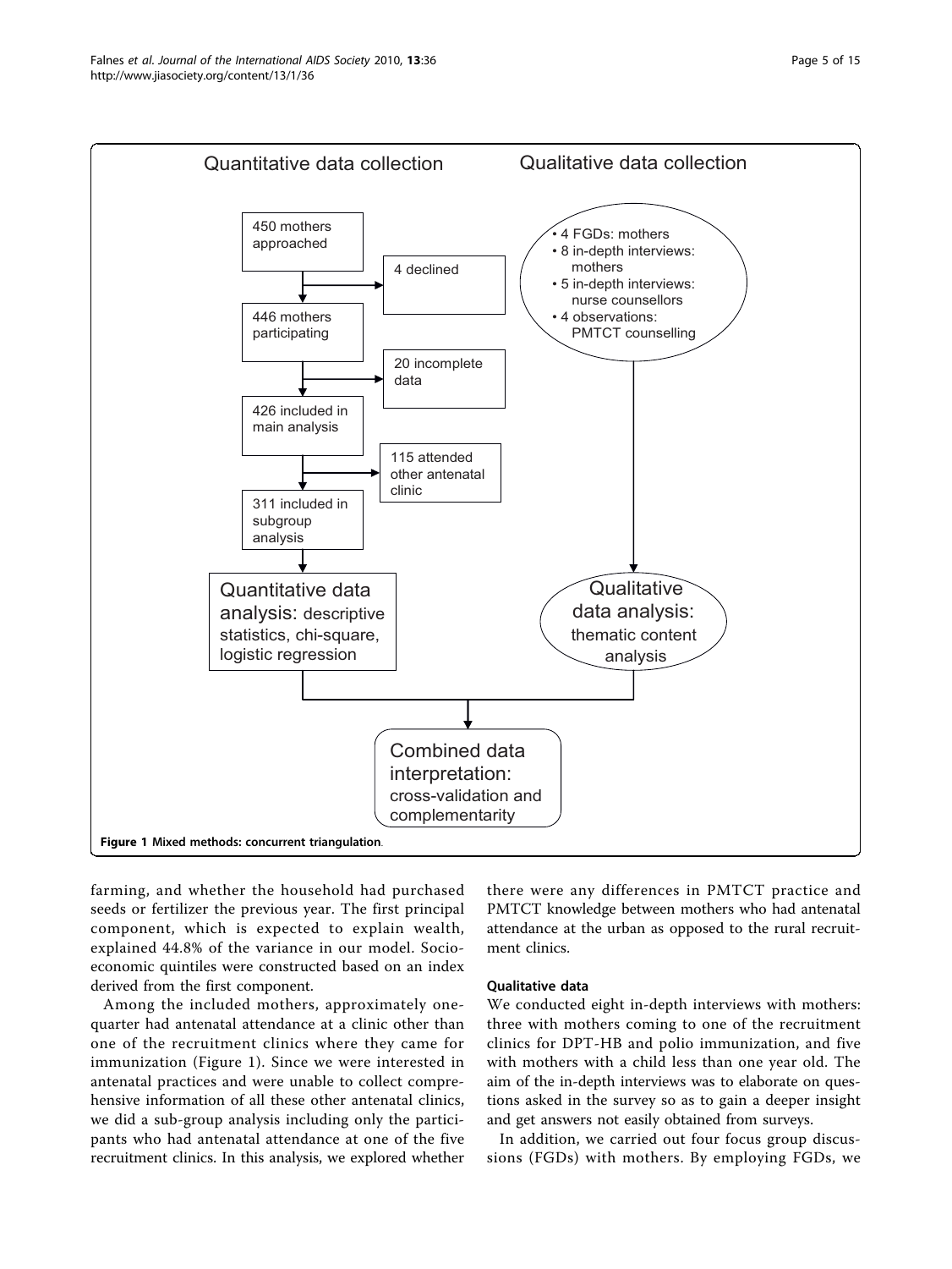Quantitative data collection

Qualitative data collection

450 mothers approached

4 declined

446 mothers participating

20 incomplete data

426 included in main analysis

115 attended other antenatal clinic

311 included in subgroup analysis

Quantitative data analysis: descriptive statistics, chi-square, logistic regression

- 4 FGDs: mothers
- 8 in-depth interviews: mothers
- 5 in-depth interviews: nurse counsellors
- 4 observations: PMTCT counselling

Qualitative data analysis: thematic content analysis

Combined data interpretation: cross-validation and complementarity

**Figure 1 Mixed methods: concurrent triangulation**.

farming, and whether the household had purchased seeds or fertilizer the previous year. The first principal component, which is expected to explain wealth, explained 44.8% of the variance in our model. Socioeconomic quintiles were constructed based on an index derived from the first component.

Among the included mothers, approximately one-quarter had antenatal attendance at a clinic other than one of the recruitment clinics where they came for immunization (Figure 1). Since we were interested in antenatal practices and were unable to collect comprehensive information of all these other antenatal clinics, we did a sub-group analysis including only the participants who had antenatal attendance at one of the five recruitment clinics. In this analysis, we explored whether there were any differences in PMTCT practice and PMTCT knowledge between mothers who had antenatal attendance at the urban as opposed to the rural recruitment clinics.

#### Qualitative data

We conducted eight in-depth interviews with mothers: three with mothers coming to one of the recruitment clinics for DPT-HB and polio immunization, and five with mothers with a child less than one year old. The aim of the in-depth interviews was to elaborate on questions asked in the survey so as to gain a deeper insight and get answers not easily obtained from surveys.

In addition, we carried out four focus group discussions (FGDs) with mothers. By employing FGDs, we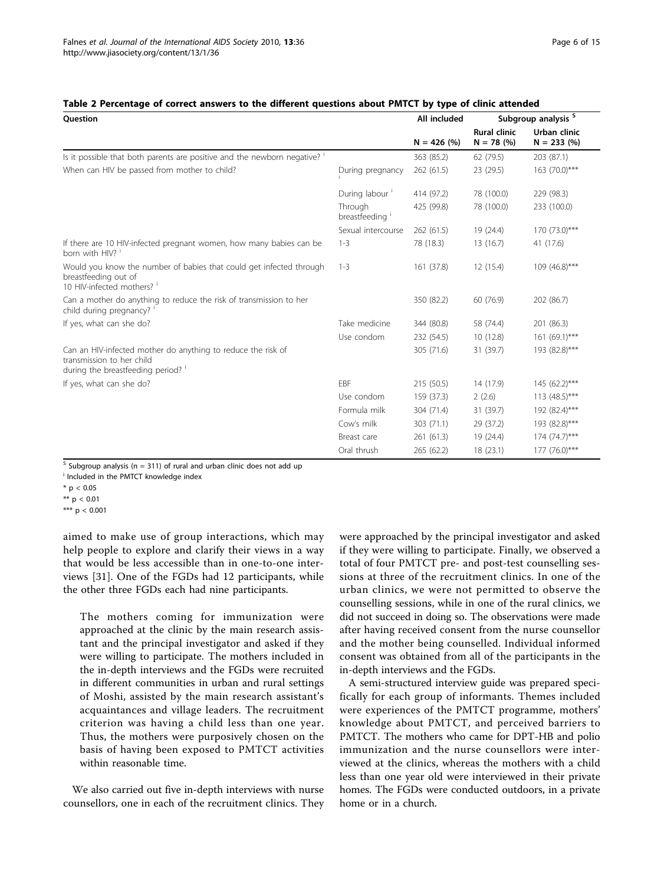**Table 2 Percentage of correct answers to the different questions about PMTCT by type of clinic attended**

| Question | | All included | Subgroup analysis [S] | |
|---|---|---|---|---|
| | | N = 426 (%) | Rural clinic N = 78 (%) | Urban clinic N = 233 (%) |
| Is it possible that both parents are positive and the newborn negative? [i] | | 363 (85.2) | 62 (79.5) | 203 (87.1) |
| When can HIV be passed from mother to child? | During pregnancy [i] | 262 (61.5) | 23 (29.5) | 163 (70.0)*** |
| | During labour [i] | 414 (97.2) | 78 (100.0) | 229 (98.3) |
| | Through breastfeeding [i] | 425 (99.8) | 78 (100.0) | 233 (100.0) |
| | Sexual intercourse | 262 (61.5) | 19 (24.4) | 170 (73.0)*** |
| If there are 10 HIV-infected pregnant women, how many babies can be born with HIV? [i] | 1-3 | 78 (18.3) | 13 (16.7) | 41 (17.6) |
| Would you know the number of babies that could get infected through breastfeeding out of 10 HIV-infected mothers? [i] | 1-3 | 161 (37.8) | 12 (15.4) | 109 (46.8)*** |
| Can a mother do anything to reduce the risk of transmission to her child during pregnancy? [i] | | 350 (82.2) | 60 (76.9) | 202 (86.7) |
| If yes, what can she do? | Take medicine | 344 (80.8) | 58 (74.4) | 201 (86.3) |
| | Use condom | 232 (54.5) | 10 (12.8) | 161 (69.1)*** |
| Can an HIV-infected mother do anything to reduce the risk of transmission to her child during the breastfeeding period? [i] | | 305 (71.6) | 31 (39.7) | 193 (82.8)*** |
| If yes, what can she do? | EBF | 215 (50.5) | 14 (17.9) | 145 (62.2)*** |
| | Use condom | 159 (37.3) | 2 (2.6) | 113 (48.5)*** |
| | Formula milk | 304 (71.4) | 31 (39.7) | 192 (82.4)*** |
| | Cow's milk | 303 (71.1) | 29 (37.2) | 193 (82.8)*** |
| | Breast care | 261 (61.3) | 19 (24.4) | 174 (74.7)*** |
| | Oral thrush | 265 (62.2) | 18 (23.1) | 177 (76.0)*** |

[S] Subgroup analysis (n = 311) of rural and urban clinic does not add up

[i] Included in the PMTCT knowledge index

* $p < 0.05$

** $p < 0.01$

*** $p < 0.001$

aimed to make use of group interactions, which may help people to explore and clarify their views in a way that would be less accessible than in one-to-one interviews [31]. One of the FGDs had 12 participants, while the other three FGDs each had nine participants.

> The mothers coming for immunization were approached at the clinic by the main research assistant and the principal investigator and asked if they were willing to participate. The mothers included in the in-depth interviews and the FGDs were recruited in different communities in urban and rural settings of Moshi, assisted by the main research assistant's acquaintances and village leaders. The recruitment criterion was having a child less than one year. Thus, the mothers were purposively chosen on the basis of having been exposed to PMTCT activities within reasonable time.

We also carried out five in-depth interviews with nurse counsellors, one in each of the recruitment clinics. They were approached by the principal investigator and asked if they were willing to participate. Finally, we observed a total of four PMTCT pre- and post-test counselling sessions at three of the recruitment clinics. In one of the urban clinics, we were not permitted to observe the counselling sessions, while in one of the rural clinics, we did not succeed in doing so. The observations were made after having received consent from the nurse counsellor and the mother being counselled. Individual informed consent was obtained from all of the participants in the in-depth interviews and the FGDs.

A semi-structured interview guide was prepared specifically for each group of informants. Themes included were experiences of the PMTCT programme, mothers' knowledge about PMTCT, and perceived barriers to PMTCT. The mothers who came for DPT-HB and polio immunization and the nurse counsellors were interviewed at the clinics, whereas the mothers with a child less than one year old were interviewed in their private homes. The FGDs were conducted outdoors, in a private home or in a church.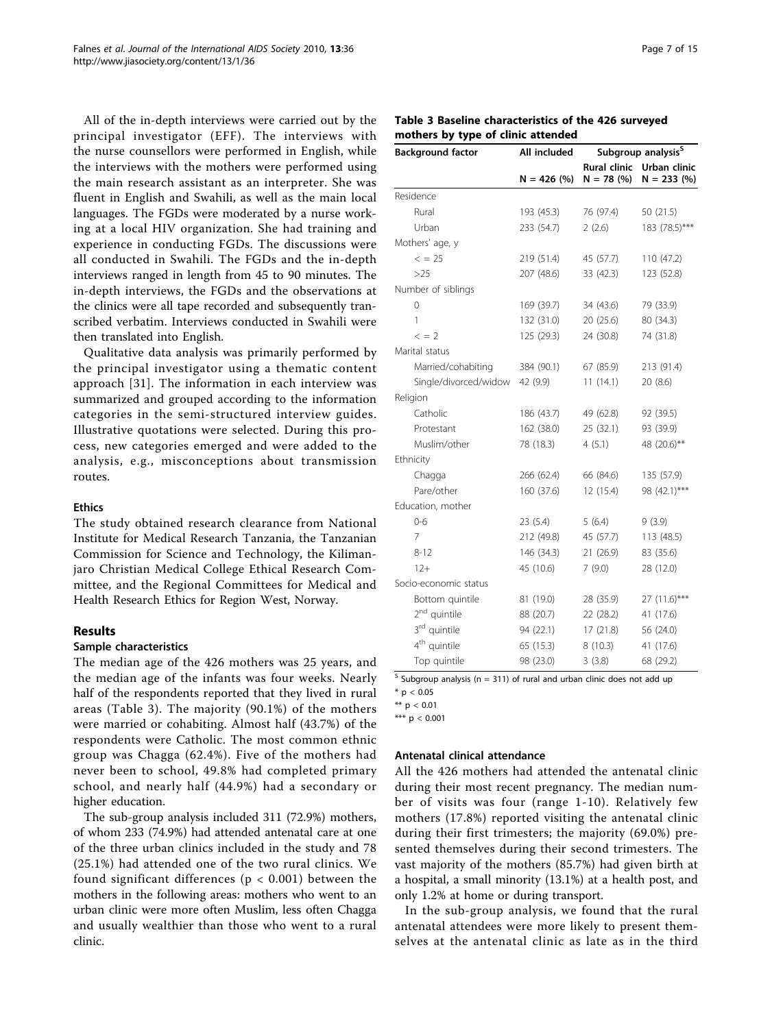All of the in-depth interviews were carried out by the principal investigator (EFF). The interviews with the nurse counsellors were performed in English, while the interviews with the mothers were performed using the main research assistant as an interpreter. She was fluent in English and Swahili, as well as the main local languages. The FGDs were moderated by a nurse working at a local HIV organization. She had training and experience in conducting FGDs. The discussions were all conducted in Swahili. The FGDs and the in-depth interviews ranged in length from 45 to 90 minutes. The in-depth interviews, the FGDs and the observations at the clinics were all tape recorded and subsequently transcribed verbatim. Interviews conducted in Swahili were then translated into English.

Qualitative data analysis was primarily performed by the principal investigator using a thematic content approach [31]. The information in each interview was summarized and grouped according to the information categories in the semi-structured interview guides. Illustrative quotations were selected. During this process, new categories emerged and were added to the analysis, e.g., misconceptions about transmission routes.

### Ethics

The study obtained research clearance from National Institute for Medical Research Tanzania, the Tanzanian Commission for Science and Technology, the Kilimanjaro Christian Medical College Ethical Research Committee, and the Regional Committees for Medical and Health Research Ethics for Region West, Norway.

## Results

### Sample characteristics

The median age of the 426 mothers was 25 years, and the median age of the infants was four weeks. Nearly half of the respondents reported that they lived in rural areas (Table 3). The majority (90.1%) of the mothers were married or cohabiting. Almost half (43.7%) of the respondents were Catholic. The most common ethnic group was Chagga (62.4%). Five of the mothers had never been to school, 49.8% had completed primary school, and nearly half (44.9%) had a secondary or higher education.

The sub-group analysis included 311 (72.9%) mothers, of whom 233 (74.9%) had attended antenatal care at one of the three urban clinics included in the study and 78 (25.1%) had attended one of the two rural clinics. We found significant differences ($p < 0.001$) between the mothers in the following areas: mothers who went to an urban clinic were more often Muslim, less often Chagga and usually wealthier than those who went to a rural clinic.

**Table 3 Baseline characteristics of the 426 surveyed mothers by type of clinic attended**

| Background factor | All included | Subgroup analysis[5] | |
|---|---|---|---|
| | N = 426 (%) | Rural clinic N = 78 (%) | Urban clinic N = 233 (%) |
| Residence | | | |
| Rural | 193 (45.3) | 76 (97.4) | 50 (21.5) |
| Urban | 233 (54.7) | 2 (2.6) | 183 (78.5)*** |
| Mothers' age, y | | | |
| < = 25 | 219 (51.4) | 45 (57.7) | 110 (47.2) |
| >25 | 207 (48.6) | 33 (42.3) | 123 (52.8) |
| Number of siblings | | | |
| 0 | 169 (39.7) | 34 (43.6) | 79 (33.9) |
| 1 | 132 (31.0) | 20 (25.6) | 80 (34.3) |
| < = 2 | 125 (29.3) | 24 (30.8) | 74 (31.8) |
| Marital status | | | |
| Married/cohabiting | 384 (90.1) | 67 (85.9) | 213 (91.4) |
| Single/divorced/widow | 42 (9.9) | 11 (14.1) | 20 (8.6) |
| Religion | | | |
| Catholic | 186 (43.7) | 49 (62.8) | 92 (39.5) |
| Protestant | 162 (38.0) | 25 (32.1) | 93 (39.9) |
| Muslim/other | 78 (18.3) | 4 (5.1) | 48 (20.6)** |
| Ethnicity | | | |
| Chagga | 266 (62.4) | 66 (84.6) | 135 (57.9) |
| Pare/other | 160 (37.6) | 12 (15.4) | 98 (42.1)*** |
| Education, mother | | | |
| 0-6 | 23 (5.4) | 5 (6.4) | 9 (3.9) |
| 7 | 212 (49.8) | 45 (57.7) | 113 (48.5) |
| 8-12 | 146 (34.3) | 21 (26.9) | 83 (35.6) |
| 12+ | 45 (10.6) | 7 (9.0) | 28 (12.0) |
| Socio-economic status | | | |
| Bottom quintile | 81 (19.0) | 28 (35.9) | 27 (11.6)*** |
| 2nd quintile | 88 (20.7) | 22 (28.2) | 41 (17.6) |
| 3rd quintile | 94 (22.1) | 17 (21.8) | 56 (24.0) |
| 4th quintile | 65 (15.3) | 8 (10.3) | 41 (17.6) |
| Top quintile | 98 (23.0) | 3 (3.8) | 68 (29.2) |

[5] Subgroup analysis (n = 311) of rural and urban clinic does not add up

* $p < 0.05$

** $p < 0.01$

*** $p < 0.001$

### Antenatal clinical attendance

All the 426 mothers had attended the antenatal clinic during their most recent pregnancy. The median number of visits was four (range 1-10). Relatively few mothers (17.8%) reported visiting the antenatal clinic during their first trimesters; the majority (69.0%) presented themselves during their second trimesters. The vast majority of the mothers (85.7%) had given birth at a hospital, a small minority (13.1%) at a health post, and only 1.2% at home or during transport.

In the sub-group analysis, we found that the rural antenatal attendees were more likely to present themselves at the antenatal clinic as late as in the third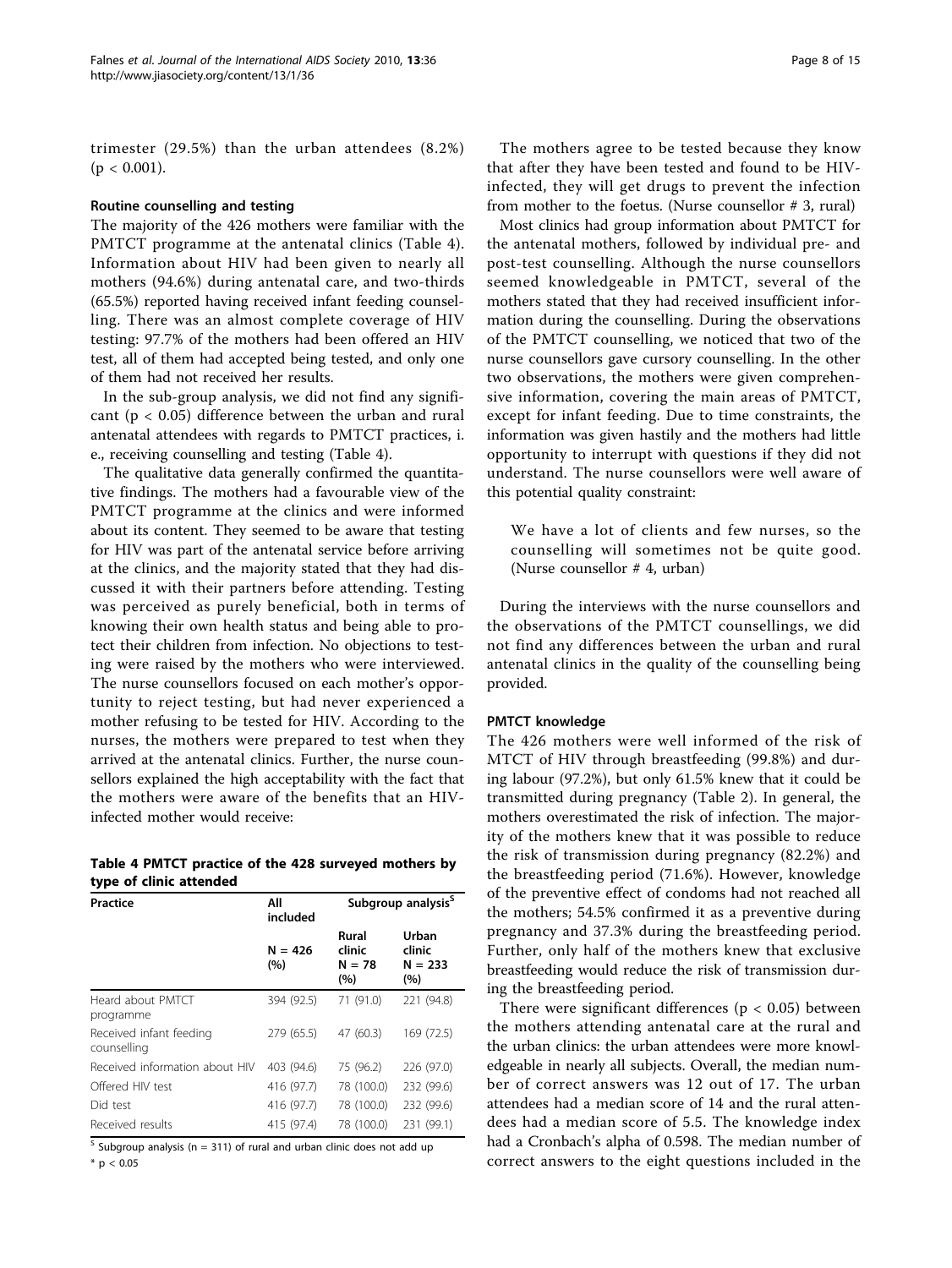trimester (29.5%) than the urban attendees (8.2%) ($p < 0.001$).

#### Routine counselling and testing

The majority of the 426 mothers were familiar with the PMTCT programme at the antenatal clinics (Table 4). Information about HIV had been given to nearly all mothers (94.6%) during antenatal care, and two-thirds (65.5%) reported having received infant feeding counselling. There was an almost complete coverage of HIV testing: 97.7% of the mothers had been offered an HIV test, all of them had accepted being tested, and only one of them had not received her results.

In the sub-group analysis, we did not find any significant ($p < 0.05$) difference between the urban and rural antenatal attendees with regards to PMTCT practices, i. e., receiving counselling and testing (Table 4).

The qualitative data generally confirmed the quantitative findings. The mothers had a favourable view of the PMTCT programme at the clinics and were informed about its content. They seemed to be aware that testing for HIV was part of the antenatal service before arriving at the clinics, and the majority stated that they had discussed it with their partners before attending. Testing was perceived as purely beneficial, both in terms of knowing their own health status and being able to protect their children from infection. No objections to testing were raised by the mothers who were interviewed. The nurse counsellors focused on each mother's opportunity to reject testing, but had never experienced a mother refusing to be tested for HIV. According to the nurses, the mothers were prepared to test when they arrived at the antenatal clinics. Further, the nurse counsellors explained the high acceptability with the fact that the mothers were aware of the benefits that an HIV-infected mother would receive:

**Table 4 PMTCT practice of the 428 surveyed mothers by type of clinic attended**

| Practice | All included | Subgroup analysis[$] | |
|---|---|---|---|
| | N = 426 (%) | Rural clinic N = 78 (%) | Urban clinic N = 233 (%) |
| Heard about PMTCT programme | 394 (92.5) | 71 (91.0) | 221 (94.8) |
| Received infant feeding counselling | 279 (65.5) | 47 (60.3) | 169 (72.5) |
| Received information about HIV | 403 (94.6) | 75 (96.2) | 226 (97.0) |
| Offered HIV test | 416 (97.7) | 78 (100.0) | 232 (99.6) |
| Did test | 416 (97.7) | 78 (100.0) | 232 (99.6) |
| Received results | 415 (97.4) | 78 (100.0) | 231 (99.1) |

[$] Subgroup analysis (n = 311) of rural and urban clinic does not add up

* $p < 0.05$

The mothers agree to be tested because they know that after they have been tested and found to be HIV-infected, they will get drugs to prevent the infection from mother to the foetus. (Nurse counsellor # 3, rural)

Most clinics had group information about PMTCT for the antenatal mothers, followed by individual pre- and post-test counselling. Although the nurse counsellors seemed knowledgeable in PMTCT, several of the mothers stated that they had received insufficient information during the counselling. During the observations of the PMTCT counselling, we noticed that two of the nurse counsellors gave cursory counselling. In the other two observations, the mothers were given comprehensive information, covering the main areas of PMTCT, except for infant feeding. Due to time constraints, the information was given hastily and the mothers had little opportunity to interrupt with questions if they did not understand. The nurse counsellors were well aware of this potential quality constraint:

> We have a lot of clients and few nurses, so the counselling will sometimes not be quite good. (Nurse counsellor # 4, urban)

During the interviews with the nurse counsellors and the observations of the PMTCT counsellings, we did not find any differences between the urban and rural antenatal clinics in the quality of the counselling being provided.

#### PMTCT knowledge

The 426 mothers were well informed of the risk of MTCT of HIV through breastfeeding (99.8%) and during labour (97.2%), but only 61.5% knew that it could be transmitted during pregnancy (Table 2). In general, the mothers overestimated the risk of infection. The majority of the mothers knew that it was possible to reduce the risk of transmission during pregnancy (82.2%) and the breastfeeding period (71.6%). However, knowledge of the preventive effect of condoms had not reached all the mothers; 54.5% confirmed it as a preventive during pregnancy and 37.3% during the breastfeeding period. Further, only half of the mothers knew that exclusive breastfeeding would reduce the risk of transmission during the breastfeeding period.

There were significant differences ($p < 0.05$) between the mothers attending antenatal care at the rural and the urban clinics: the urban attendees were more knowledgeable in nearly all subjects. Overall, the median number of correct answers was 12 out of 17. The urban attendees had a median score of 14 and the rural attendees had a median score of 5.5. The knowledge index had a Cronbach's alpha of 0.598. The median number of correct answers to the eight questions included in the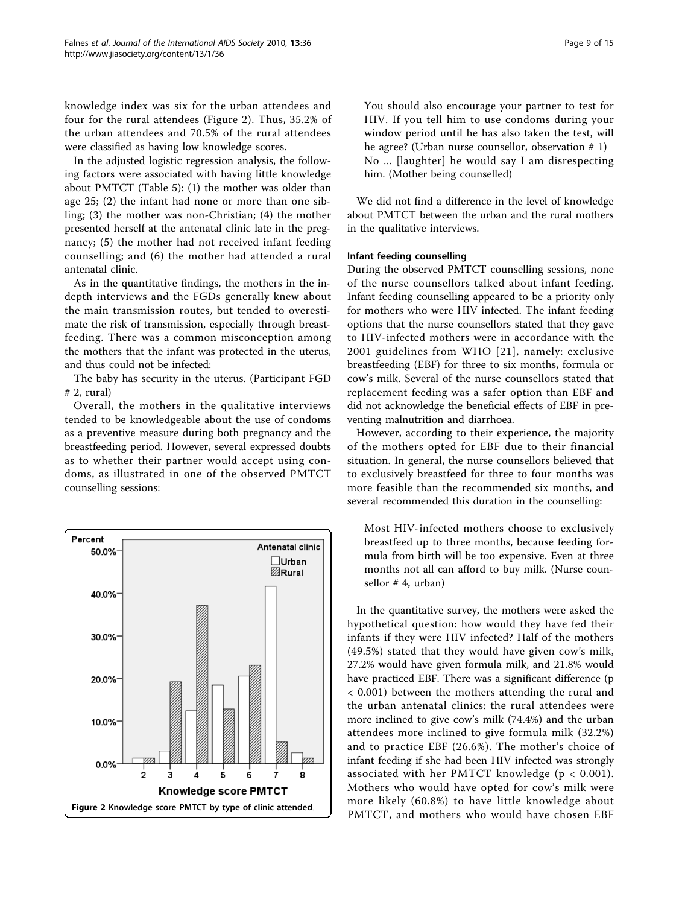knowledge index was six for the urban attendees and four for the rural attendees (Figure 2). Thus, 35.2% of the urban attendees and 70.5% of the rural attendees were classified as having low knowledge scores.

In the adjusted logistic regression analysis, the following factors were associated with having little knowledge about PMTCT (Table 5): (1) the mother was older than age 25; (2) the infant had none or more than one sibling; (3) the mother was non-Christian; (4) the mother presented herself at the antenatal clinic late in the pregnancy; (5) the mother had not received infant feeding counselling; and (6) the mother had attended a rural antenatal clinic.

As in the quantitative findings, the mothers in the in-depth interviews and the FGDs generally knew about the main transmission routes, but tended to overestimate the risk of transmission, especially through breastfeeding. There was a common misconception among the mothers that the infant was protected in the uterus, and thus could not be infected:

The baby has security in the uterus. (Participant FGD # 2, rural)

Overall, the mothers in the qualitative interviews tended to be knowledgeable about the use of condoms as a preventive measure during both pregnancy and the breastfeeding period. However, several expressed doubts as to whether their partner would accept using condoms, as illustrated in one of the observed PMTCT counselling sessions:

Percent
50.0%
40.0%
30.0%
20.0%
10.0%
0.0%
Antenatal clinic
Urban
Rural
2 3 4 5 6 7 8
Knowledge score PMTCT

**Figure 2** Knowledge score PMTCT by type of clinic attended.

> You should also encourage your partner to test for HIV. If you tell him to use condoms during your window period until he has also taken the test, will he agree? (Urban nurse counsellor, observation # 1)
> No ... [laughter] he would say I am disrespecting him. (Mother being counselled)

We did not find a difference in the level of knowledge about PMTCT between the urban and the rural mothers in the qualitative interviews.

#### Infant feeding counselling

During the observed PMTCT counselling sessions, none of the nurse counsellors talked about infant feeding. Infant feeding counselling appeared to be a priority only for mothers who were HIV infected. The infant feeding options that the nurse counsellors stated that they gave to HIV-infected mothers were in accordance with the 2001 guidelines from WHO [21], namely: exclusive breastfeeding (EBF) for three to six months, formula or cow's milk. Several of the nurse counsellors stated that replacement feeding was a safer option than EBF and did not acknowledge the beneficial effects of EBF in preventing malnutrition and diarrhoea.

However, according to their experience, the majority of the mothers opted for EBF due to their financial situation. In general, the nurse counsellors believed that to exclusively breastfeed for three to four months was more feasible than the recommended six months, and several recommended this duration in the counselling:

> Most HIV-infected mothers choose to exclusively breastfeed up to three months, because feeding formula from birth will be too expensive. Even at three months not all can afford to buy milk. (Nurse counsellor # 4, urban)

In the quantitative survey, the mothers were asked the hypothetical question: how would they have fed their infants if they were HIV infected? Half of the mothers (49.5%) stated that they would have given cow's milk, 27.2% would have given formula milk, and 21.8% would have practiced EBF. There was a significant difference ($p < 0.001$) between the mothers attending the rural and the urban antenatal clinics: the rural attendees were more inclined to give cow's milk (74.4%) and the urban attendees more inclined to give formula milk (32.2%) and to practice EBF (26.6%). The mother's choice of infant feeding if she had been HIV infected was strongly associated with her PMTCT knowledge ($p < 0.001$). Mothers who would have opted for cow's milk were more likely (60.8%) to have little knowledge about PMTCT, and mothers who would have chosen EBF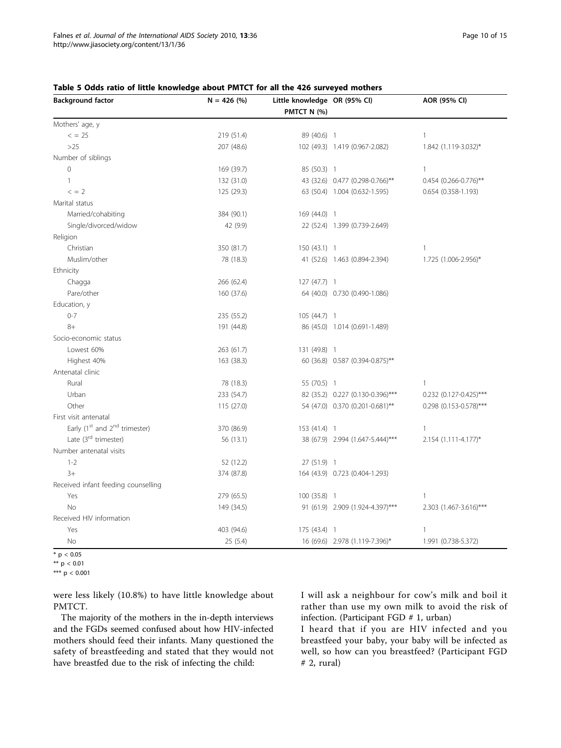**Table 5 Odds ratio of little knowledge about PMTCT for all the 426 surveyed mothers**

| Background factor | N = 426 (%) | Little knowledge PMTCT N (%) | OR (95% CI) | AOR (95% CI) |
|---|---|---|---|---|
| Mothers' age, y | | | | |
| < = 25 | 219 (51.4) | 89 (40.6) | 1 | 1 |
| >25 | 207 (48.6) | 102 (49.3) | 1.419 (0.967-2.082) | 1.842 (1.119-3.032)* |
| Number of siblings | | | | |
| 0 | 169 (39.7) | 85 (50.3) | 1 | 1 |
| 1 | 132 (31.0) | 43 (32.6) | 0.477 (0.298-0.766)** | 0.454 (0.266-0.776)** |
| < = 2 | 125 (29.3) | 63 (50.4) | 1.004 (0.632-1.595) | 0.654 (0.358-1.193) |
| Marital status | | | | |
| Married/cohabiting | 384 (90.1) | 169 (44.0) | 1 | |
| Single/divorced/widow | 42 (9.9) | 22 (52.4) | 1.399 (0.739-2.649) | |
| Religion | | | | |
| Christian | 350 (81.7) | 150 (43.1) | 1 | 1 |
| Muslim/other | 78 (18.3) | 41 (52.6) | 1.463 (0.894-2.394) | 1.725 (1.006-2.956)* |
| Ethnicity | | | | |
| Chagga | 266 (62.4) | 127 (47.7) | 1 | |
| Pare/other | 160 (37.6) | 64 (40.0) | 0.730 (0.490-1.086) | |
| Education, y | | | | |
| 0-7 | 235 (55.2) | 105 (44.7) | 1 | |
| 8+ | 191 (44.8) | 86 (45.0) | 1.014 (0.691-1.489) | |
| Socio-economic status | | | | |
| Lowest 60% | 263 (61.7) | 131 (49.8) | 1 | |
| Highest 40% | 163 (38.3) | 60 (36.8) | 0.587 (0.394-0.875)** | |
| Antenatal clinic | | | | |
| Rural | 78 (18.3) | 55 (70.5) | 1 | 1 |
| Urban | 233 (54.7) | 82 (35.2) | 0.227 (0.130-0.396)*** | 0.232 (0.127-0.425)*** |
| Other | 115 (27.0) | 54 (47.0) | 0.370 (0.201-0.681)** | 0.298 (0.153-0.578)*** |
| First visit antenatal | | | | |
| Early (1st and 2nd trimester) | 370 (86.9) | 153 (41.4) | 1 | 1 |
| Late (3rd trimester) | 56 (13.1) | 38 (67.9) | 2.994 (1.647-5.444)*** | 2.154 (1.111-4.177)* |
| Number antenatal visits | | | | |
| 1-2 | 52 (12.2) | 27 (51.9) | 1 | |
| 3+ | 374 (87.8) | 164 (43.9) | 0.723 (0.404-1.293) | |
| Received infant feeding counselling | | | | |
| Yes | 279 (65.5) | 100 (35.8) | 1 | 1 |
| No | 149 (34.5) | 91 (61.9) | 2.909 (1.924-4.397)*** | 2.303 (1.467-3.616)*** |
| Received HIV information | | | | |
| Yes | 403 (94.6) | 175 (43.4) | 1 | 1 |
| No | 25 (5.4) | 16 (69.6) | 2.978 (1.119-7.396)* | 1.991 (0.738-5.372) |

* $p < 0.05$
** $p < 0.01$
*** $p < 0.001$

were less likely (10.8%) to have little knowledge about PMTCT.

The majority of the mothers in the in-depth interviews and the FGDs seemed confused about how HIV-infected mothers should feed their infants. Many questioned the safety of breastfeeding and stated that they would not have breastfed due to the risk of infecting the child:

> I will ask a neighbour for cow's milk and boil it rather than use my own milk to avoid the risk of infection. (Participant FGD # 1, urban)
>
> I heard that if you are HIV infected and you breastfeed your baby, your baby will be infected as well, so how can you breastfeed? (Participant FGD # 2, rural)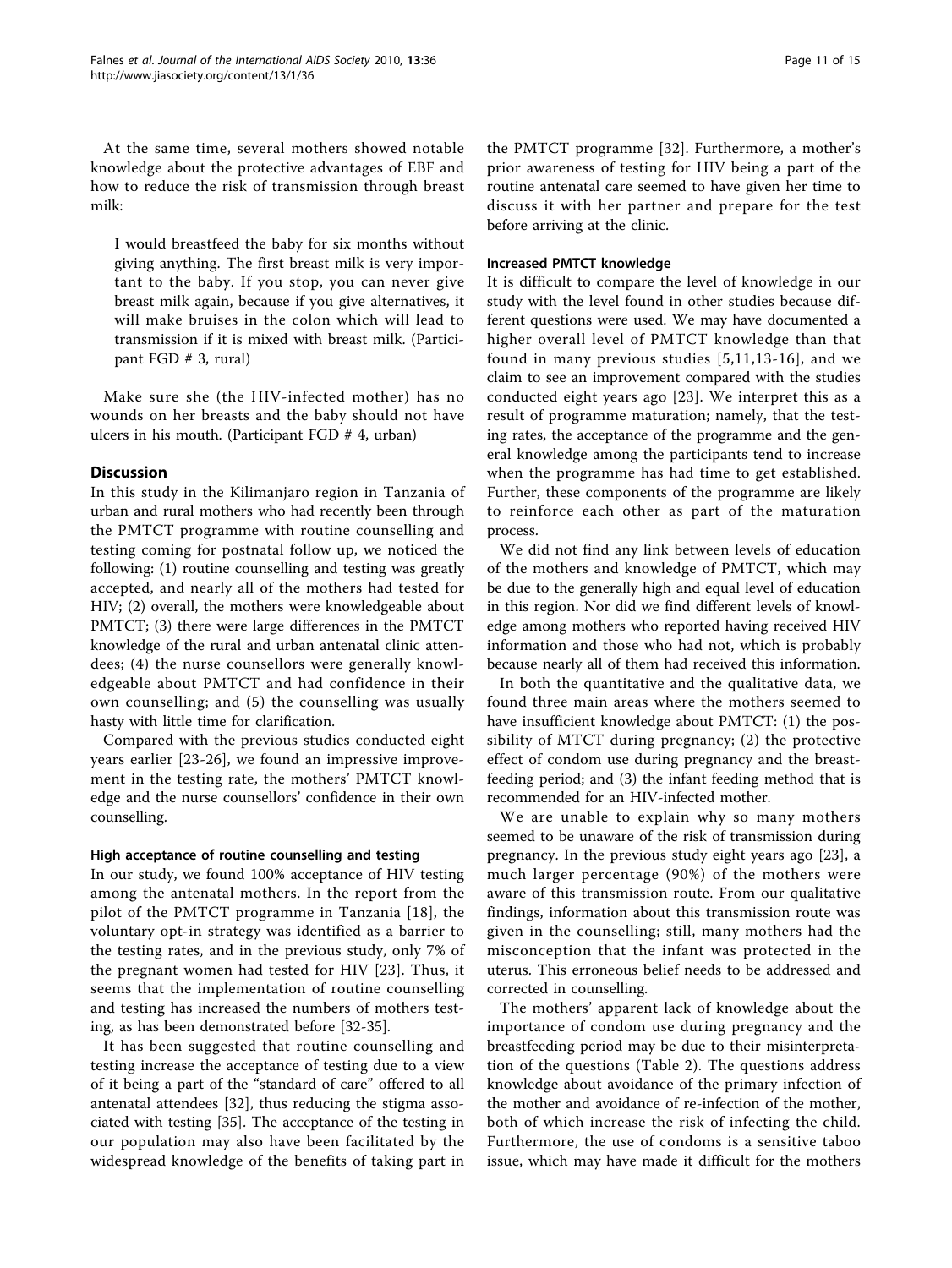At the same time, several mothers showed notable knowledge about the protective advantages of EBF and how to reduce the risk of transmission through breast milk:

> I would breastfeed the baby for six months without giving anything. The first breast milk is very important to the baby. If you stop, you can never give breast milk again, because if you give alternatives, it will make bruises in the colon which will lead to transmission if it is mixed with breast milk. (Participant FGD # 3, rural)

Make sure she (the HIV-infected mother) has no wounds on her breasts and the baby should not have ulcers in his mouth. (Participant FGD # 4, urban)

## Discussion

In this study in the Kilimanjaro region in Tanzania of urban and rural mothers who had recently been through the PMTCT programme with routine counselling and testing coming for postnatal follow up, we noticed the following: (1) routine counselling and testing was greatly accepted, and nearly all of the mothers had tested for HIV; (2) overall, the mothers were knowledgeable about PMTCT; (3) there were large differences in the PMTCT knowledge of the rural and urban antenatal clinic attendees; (4) the nurse counsellors were generally knowledgeable about PMTCT and had confidence in their own counselling; and (5) the counselling was usually hasty with little time for clarification.

Compared with the previous studies conducted eight years earlier [23-26], we found an impressive improvement in the testing rate, the mothers' PMTCT knowledge and the nurse counsellors' confidence in their own counselling.

### High acceptance of routine counselling and testing

In our study, we found 100% acceptance of HIV testing among the antenatal mothers. In the report from the pilot of the PMTCT programme in Tanzania [18], the voluntary opt-in strategy was identified as a barrier to the testing rates, and in the previous study, only 7% of the pregnant women had tested for HIV [23]. Thus, it seems that the implementation of routine counselling and testing has increased the numbers of mothers testing, as has been demonstrated before [32-35].

It has been suggested that routine counselling and testing increase the acceptance of testing due to a view of it being a part of the "standard of care" offered to all antenatal attendees [32], thus reducing the stigma associated with testing [35]. The acceptance of the testing in our population may also have been facilitated by the widespread knowledge of the benefits of taking part in the PMTCT programme [32]. Furthermore, a mother's prior awareness of testing for HIV being a part of the routine antenatal care seemed to have given her time to discuss it with her partner and prepare for the test before arriving at the clinic.

### Increased PMTCT knowledge

It is difficult to compare the level of knowledge in our study with the level found in other studies because different questions were used. We may have documented a higher overall level of PMTCT knowledge than that found in many previous studies [5,11,13-16], and we claim to see an improvement compared with the studies conducted eight years ago [23]. We interpret this as a result of programme maturation; namely, that the testing rates, the acceptance of the programme and the general knowledge among the participants tend to increase when the programme has had time to get established. Further, these components of the programme are likely to reinforce each other as part of the maturation process.

We did not find any link between levels of education of the mothers and knowledge of PMTCT, which may be due to the generally high and equal level of education in this region. Nor did we find different levels of knowledge among mothers who reported having received HIV information and those who had not, which is probably because nearly all of them had received this information.

In both the quantitative and the qualitative data, we found three main areas where the mothers seemed to have insufficient knowledge about PMTCT: (1) the possibility of MTCT during pregnancy; (2) the protective effect of condom use during pregnancy and the breastfeeding period; and (3) the infant feeding method that is recommended for an HIV-infected mother.

We are unable to explain why so many mothers seemed to be unaware of the risk of transmission during pregnancy. In the previous study eight years ago [23], a much larger percentage (90%) of the mothers were aware of this transmission route. From our qualitative findings, information about this transmission route was given in the counselling; still, many mothers had the misconception that the infant was protected in the uterus. This erroneous belief needs to be addressed and corrected in counselling.

The mothers' apparent lack of knowledge about the importance of condom use during pregnancy and the breastfeeding period may be due to their misinterpretation of the questions (Table 2). The questions address knowledge about avoidance of the primary infection of the mother and avoidance of re-infection of the mother, both of which increase the risk of infecting the child. Furthermore, the use of condoms is a sensitive taboo issue, which may have made it difficult for the mothers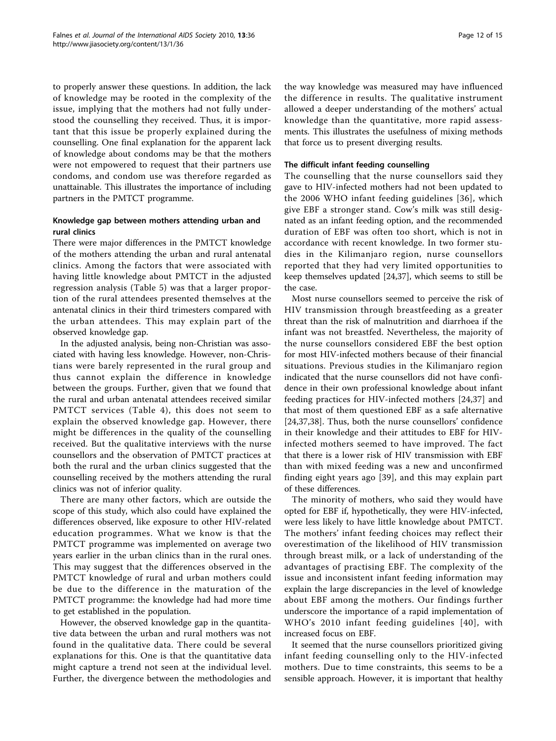to properly answer these questions. In addition, the lack of knowledge may be rooted in the complexity of the issue, implying that the mothers had not fully understood the counselling they received. Thus, it is important that this issue be properly explained during the counselling. One final explanation for the apparent lack of knowledge about condoms may be that the mothers were not empowered to request that their partners use condoms, and condom use was therefore regarded as unattainable. This illustrates the importance of including partners in the PMTCT programme.

### Knowledge gap between mothers attending urban and rural clinics

There were major differences in the PMTCT knowledge of the mothers attending the urban and rural antenatal clinics. Among the factors that were associated with having little knowledge about PMTCT in the adjusted regression analysis (Table 5) was that a larger proportion of the rural attendees presented themselves at the antenatal clinics in their third trimesters compared with the urban attendees. This may explain part of the observed knowledge gap.

In the adjusted analysis, being non-Christian was associated with having less knowledge. However, non-Christians were barely represented in the rural group and thus cannot explain the difference in knowledge between the groups. Further, given that we found that the rural and urban antenatal attendees received similar PMTCT services (Table 4), this does not seem to explain the observed knowledge gap. However, there might be differences in the quality of the counselling received. But the qualitative interviews with the nurse counsellors and the observation of PMTCT practices at both the rural and the urban clinics suggested that the counselling received by the mothers attending the rural clinics was not of inferior quality.

There are many other factors, which are outside the scope of this study, which also could have explained the differences observed, like exposure to other HIV-related education programmes. What we know is that the PMTCT programme was implemented on average two years earlier in the urban clinics than in the rural ones. This may suggest that the differences observed in the PMTCT knowledge of rural and urban mothers could be due to the difference in the maturation of the PMTCT programme: the knowledge had had more time to get established in the population.

However, the observed knowledge gap in the quantitative data between the urban and rural mothers was not found in the qualitative data. There could be several explanations for this. One is that the quantitative data might capture a trend not seen at the individual level. Further, the divergence between the methodologies and the way knowledge was measured may have influenced the difference in results. The qualitative instrument allowed a deeper understanding of the mothers' actual knowledge than the quantitative, more rapid assessments. This illustrates the usefulness of mixing methods that force us to present diverging results.

### The difficult infant feeding counselling

The counselling that the nurse counsellors said they gave to HIV-infected mothers had not been updated to the 2006 WHO infant feeding guidelines [36], which give EBF a stronger stand. Cow's milk was still designated as an infant feeding option, and the recommended duration of EBF was often too short, which is not in accordance with recent knowledge. In two former studies in the Kilimanjaro region, nurse counsellors reported that they had very limited opportunities to keep themselves updated [24,37], which seems to still be the case.

Most nurse counsellors seemed to perceive the risk of HIV transmission through breastfeeding as a greater threat than the risk of malnutrition and diarrhoea if the infant was not breastfed. Nevertheless, the majority of the nurse counsellors considered EBF the best option for most HIV-infected mothers because of their financial situations. Previous studies in the Kilimanjaro region indicated that the nurse counsellors did not have confidence in their own professional knowledge about infant feeding practices for HIV-infected mothers [24,37] and that most of them questioned EBF as a safe alternative [24,37,38]. Thus, both the nurse counsellors' confidence in their knowledge and their attitudes to EBF for HIV-infected mothers seemed to have improved. The fact that there is a lower risk of HIV transmission with EBF than with mixed feeding was a new and unconfirmed finding eight years ago [39], and this may explain part of these differences.

The minority of mothers, who said they would have opted for EBF if, hypothetically, they were HIV-infected, were less likely to have little knowledge about PMTCT. The mothers' infant feeding choices may reflect their overestimation of the likelihood of HIV transmission through breast milk, or a lack of understanding of the advantages of practising EBF. The complexity of the issue and inconsistent infant feeding information may explain the large discrepancies in the level of knowledge about EBF among the mothers. Our findings further underscore the importance of a rapid implementation of WHO's 2010 infant feeding guidelines [40], with increased focus on EBF.

It seemed that the nurse counsellors prioritized giving infant feeding counselling only to the HIV-infected mothers. Due to time constraints, this seems to be a sensible approach. However, it is important that healthy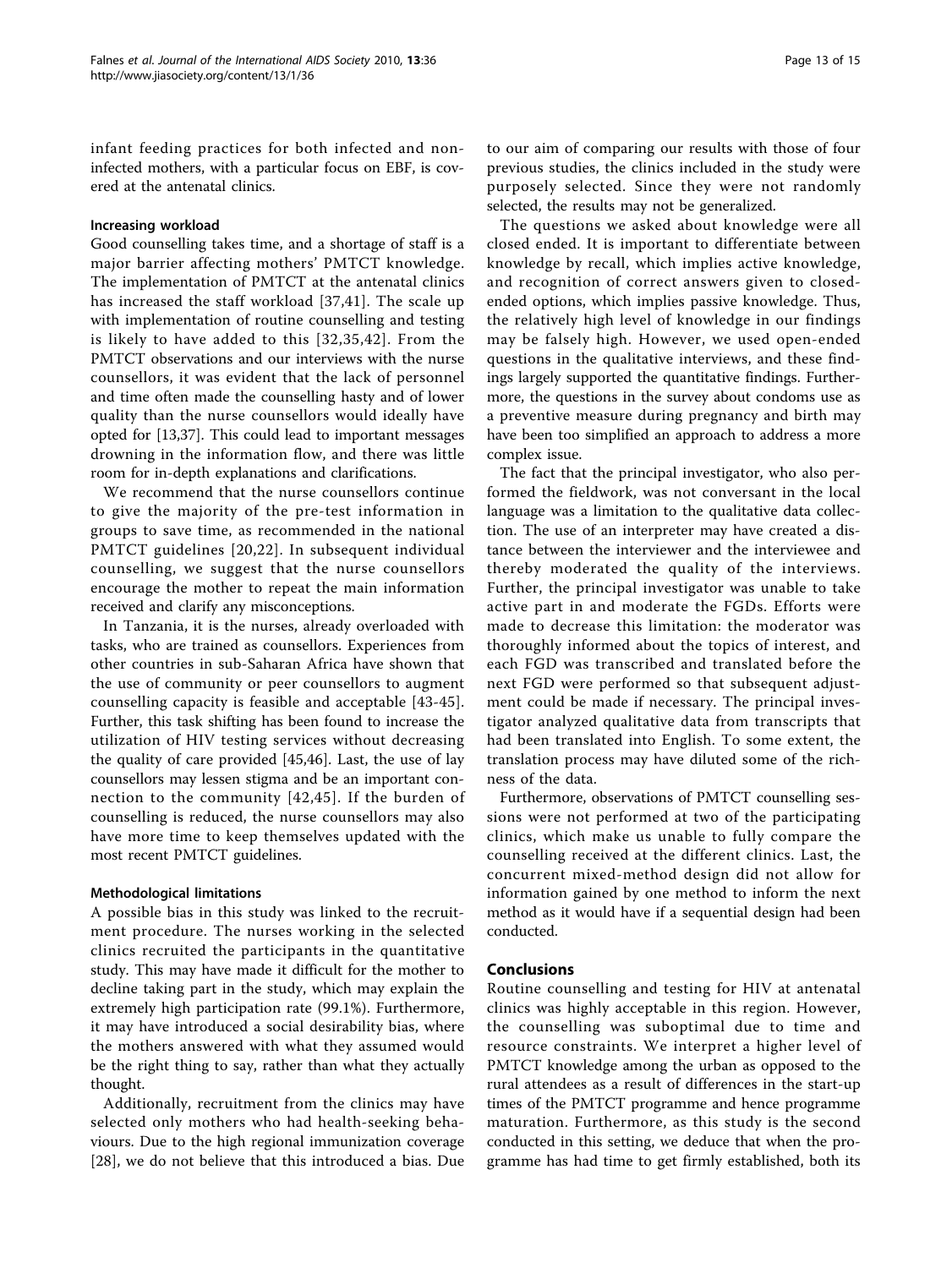infant feeding practices for both infected and non-infected mothers, with a particular focus on EBF, is covered at the antenatal clinics.

### Increasing workload

Good counselling takes time, and a shortage of staff is a major barrier affecting mothers' PMTCT knowledge. The implementation of PMTCT at the antenatal clinics has increased the staff workload [37,41]. The scale up with implementation of routine counselling and testing is likely to have added to this [32,35,42]. From the PMTCT observations and our interviews with the nurse counsellors, it was evident that the lack of personnel and time often made the counselling hasty and of lower quality than the nurse counsellors would ideally have opted for [13,37]. This could lead to important messages drowning in the information flow, and there was little room for in-depth explanations and clarifications.

We recommend that the nurse counsellors continue to give the majority of the pre-test information in groups to save time, as recommended in the national PMTCT guidelines [20,22]. In subsequent individual counselling, we suggest that the nurse counsellors encourage the mother to repeat the main information received and clarify any misconceptions.

In Tanzania, it is the nurses, already overloaded with tasks, who are trained as counsellors. Experiences from other countries in sub-Saharan Africa have shown that the use of community or peer counsellors to augment counselling capacity is feasible and acceptable [43-45]. Further, this task shifting has been found to increase the utilization of HIV testing services without decreasing the quality of care provided [45,46]. Last, the use of lay counsellors may lessen stigma and be an important connection to the community [42,45]. If the burden of counselling is reduced, the nurse counsellors may also have more time to keep themselves updated with the most recent PMTCT guidelines.

### Methodological limitations

A possible bias in this study was linked to the recruitment procedure. The nurses working in the selected clinics recruited the participants in the quantitative study. This may have made it difficult for the mother to decline taking part in the study, which may explain the extremely high participation rate (99.1%). Furthermore, it may have introduced a social desirability bias, where the mothers answered with what they assumed would be the right thing to say, rather than what they actually thought.

Additionally, recruitment from the clinics may have selected only mothers who had health-seeking behaviours. Due to the high regional immunization coverage [28], we do not believe that this introduced a bias. Due to our aim of comparing our results with those of four previous studies, the clinics included in the study were purposely selected. Since they were not randomly selected, the results may not be generalized.

The questions we asked about knowledge were all closed ended. It is important to differentiate between knowledge by recall, which implies active knowledge, and recognition of correct answers given to closed-ended options, which implies passive knowledge. Thus, the relatively high level of knowledge in our findings may be falsely high. However, we used open-ended questions in the qualitative interviews, and these findings largely supported the quantitative findings. Furthermore, the questions in the survey about condoms use as a preventive measure during pregnancy and birth may have been too simplified an approach to address a more complex issue.

The fact that the principal investigator, who also performed the fieldwork, was not conversant in the local language was a limitation to the qualitative data collection. The use of an interpreter may have created a distance between the interviewer and the interviewee and thereby moderated the quality of the interviews. Further, the principal investigator was unable to take active part in and moderate the FGDs. Efforts were made to decrease this limitation: the moderator was thoroughly informed about the topics of interest, and each FGD was transcribed and translated before the next FGD were performed so that subsequent adjustment could be made if necessary. The principal investigator analyzed qualitative data from transcripts that had been translated into English. To some extent, the translation process may have diluted some of the richness of the data.

Furthermore, observations of PMTCT counselling sessions were not performed at two of the participating clinics, which make us unable to fully compare the counselling received at the different clinics. Last, the concurrent mixed-method design did not allow for information gained by one method to inform the next method as it would have if a sequential design had been conducted.

## Conclusions

Routine counselling and testing for HIV at antenatal clinics was highly acceptable in this region. However, the counselling was suboptimal due to time and resource constraints. We interpret a higher level of PMTCT knowledge among the urban as opposed to the rural attendees as a result of differences in the start-up times of the PMTCT programme and hence programme maturation. Furthermore, as this study is the second conducted in this setting, we deduce that when the programme has had time to get firmly established, both its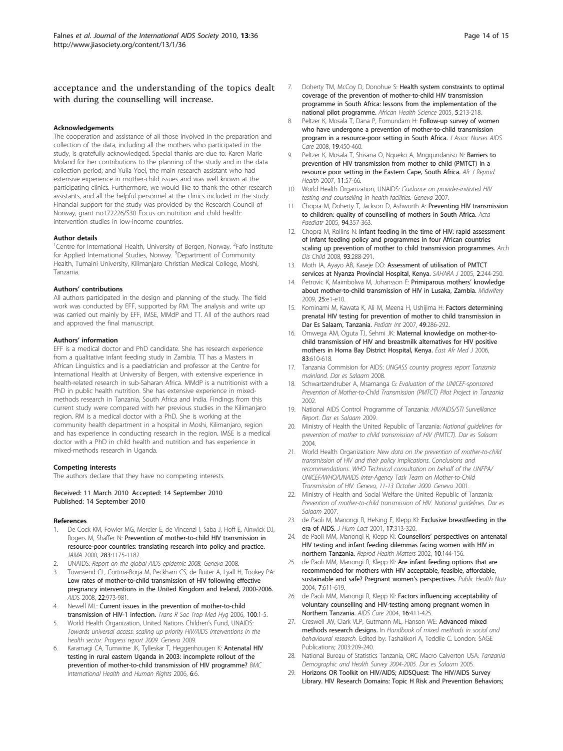acceptance and the understanding of the topics dealt with during the counselling will increase.

#### Acknowledgements

The cooperation and assistance of all those involved in the preparation and collection of the data, including all the mothers who participated in the study, is gratefully acknowledged. Special thanks are due to: Karen Marie Moland for her contributions to the planning of the study and in the data collection period; and Yulia Yoel, the main research assistant who had extensive experience in mother-child issues and was well known at the participating clinics. Furthermore, we would like to thank the other research assistants, and all the helpful personnel at the clinics included in the study. Financial support for the study was provided by the Research Council of Norway, grant no172226/S30 Focus on nutrition and child health: intervention studies in low-income countries.

#### Author details

[1]Centre for International Health, University of Bergen, Norway. [2]Fafo Institute for Applied International Studies, Norway. [3]Department of Community Health, Tumaini University, Kilimanjaro Christian Medical College, Moshi, Tanzania.

#### Authors' contributions

All authors participated in the design and planning of the study. The field work was conducted by EFF, supported by RM. The analysis and write up was carried out mainly by EFF, IMSE, MMdP and TT. All of the authors read and approved the final manuscript.

#### Authors' information

EFF is a medical doctor and PhD candidate. She has research experience from a qualitative infant feeding study in Zambia. TT has a Masters in African Linguistics and is a paediatrician and professor at the Centre for International Health at University of Bergen, with extensive experience in health-related research in sub-Saharan Africa. MMdP is a nutritionist with a PhD in public health nutrition. She has extensive experience in mixed-methods research in Tanzania, South Africa and India. Findings from this current study were compared with her previous studies in the Kilimanjaro region. RM is a medical doctor with a PhD. She is working at the community health department in a hospital in Moshi, Kilimanjaro, region and has experience in conducting research in the region. IMSE is a medical doctor with a PhD in child health and nutrition and has experience in mixed-methods research in Uganda.

#### Competing interests

The authors declare that they have no competing interests.

Received: 11 March 2010 Accepted: 14 September 2010
Published: 14 September 2010

#### References

1. De Cock KM, Fowler MG, Mercier E, de Vincenzi I, Saba J, Hoff E, Alnwick DJ, Rogers M, Shaffer N: **Prevention of mother-to-child HIV transmission in resource-poor countries: translating research into policy and practice.** *JAMA* 2000, **283**:1175-1182.
2. UNAIDS: *Report on the global AIDS epidemic 2008. Geneva* 2008.
3. Townsend CL, Cortina-Borja M, Peckham CS, de Ruiter A, Lyall H, Tookey PA: **Low rates of mother-to-child transmission of HIV following effective pregnancy interventions in the United Kingdom and Ireland, 2000-2006.** *AIDS* 2008, **22**:973-981.
4. Newell ML: **Current issues in the prevention of mother-to-child transmission of HIV-1 infection.** *Trans R Soc Trop Med Hyg* 2006, **100**:1-5.
5. World Health Organization, United Nations Children's Fund, UNAIDS: *Towards universal access: scaling up priority HIV/AIDS interventions in the health sector. Progress report 2009. Geneva* 2009.
6. Karamagi CA, Tumwine JK, Tylleskar T, Heggenhougen K: **Antenatal HIV testing in rural eastern Uganda in 2003: incomplete rollout of the prevention of mother-to-child transmission of HIV programme?** *BMC International Health and Human Rights* 2006, **6**:6.
7. Doherty TM, McCoy D, Donohue S: **Health system constraints to optimal coverage of the prevention of mother-to-child HIV transmission programme in South Africa: lessons from the implementation of the national pilot programme.** *African Health Science* 2005, **5**:213-218.
8. Peltzer K, Mosala T, Dana P, Fomundam H: **Follow-up survey of women who have undergone a prevention of mother-to-child transmission program in a resource-poor setting in South Africa.** *J Assoc Nurses AIDS Care* 2008, **19**:450-460.
9. Peltzer K, Mosala T, Shisana O, Nqueko A, Mngqundaniso N: **Barriers to prevention of HIV transmission from mother to child (PMTCT) in a resource poor setting in the Eastern Cape, South Africa.** *Afr J Reprod Health* 2007, **11**:57-66.
10. World Health Organization, UNAIDS: *Guidance on provider-initiated HIV testing and counselling in health facilities. Geneva* 2007.
11. Chopra M, Doherty T, Jackson D, Ashworth A: **Preventing HIV transmission to children: quality of counselling of mothers in South Africa.** *Acta Paediatr* 2005, **94**:357-363.
12. Chopra M, Rollins N: **Infant feeding in the time of HIV: rapid assessment of infant feeding policy and programmes in four African countries scaling up prevention of mother to child transmission programmes.** *Arch Dis Child* 2008, **93**:288-291.
13. Moth IA, Ayayo AB, Kaseje DO: **Assessment of utilisation of PMTCT services at Nyanza Provincial Hospital, Kenya.** *SAHARA J* 2005, **2**:244-250.
14. Petrovic K, Maimbolwa M, Johansson E: **Primiparous mothers' knowledge about mother-to-child transmission of HIV in Lusaka, Zambia.** *Midwifery* 2009, **25**:e1-e10.
15. Kominami M, Kawata K, Ali M, Meena H, Ushijima H: **Factors determining prenatal HIV testing for prevention of mother to child transmission in Dar Es Salaam, Tanzania.** *Pediatr Int* 2007, **49**:286-292.
16. Omwega AM, Oguta TJ, Sehmi JK: **Maternal knowledge on mother-to-child transmission of HIV and breastmilk alternatives for HIV positive mothers in Homa Bay District Hospital, Kenya.** *East Afr Med J* 2006, **83**:610-618.
17. Tanzania Commision for AIDS: *UNGASS country progress report Tanzania mainland. Dar es Salaam* 2008.
18. Schwartzendruber A, Msamanga G: *Evaluation of the UNICEF-sponsored Prevention of Mother-to-Child Transmission (PMTCT) Pilot Project in Tanzania* 2002.
19. National AIDS Control Programme of Tanzania: *HIV/AIDS/STI Surveillance Report. Dar es Salaam* 2009.
20. Ministry of Health the United Republic of Tanzania: *National guidelines for prevention of mother to child transmission of HIV (PMTCT). Dar es Salaam* 2004.
21. World Health Organization: *New data on the prevention of mother-to-child transmission of HIV and their policy implications. Conclusions and recommendations. WHO Technical consultation on behalf of the UNFPA/UNICEF/WHO/UNAIDS Inter-Agency Task Team on Mother-to-Child Transmission of HIV. Geneva, 11-13 October 2000. Geneva* 2001.
22. Ministry of Health and Social Welfare the United Republic of Tanzania: *Prevention of mother-to-child transmission of HIV. National guidelines. Dar es Salaam* 2007.
23. de Paoli M, Manongi R, Helsing E, Klepp KI: **Exclusive breastfeeding in the era of AIDS.** *J Hum Lact* 2001, **17**:313-320.
24. de Paoli MM, Manongi R, Klepp KI: **Counsellors' perspectives on antenatal HIV testing and infant feeding dilemmas facing women with HIV in northern Tanzania.** *Reprod Health Matters* 2002, **10**:144-156.
25. de Paoli MM, Manongi R, Klepp KI: **Are infant feeding options that are recommended for mothers with HIV acceptable, feasible, affordable, sustainable and safe? Pregnant women's perspectives.** *Public Health Nutr* 2004, **7**:611-619.
26. de Paoli MM, Manongi R, Klepp KI: **Factors influencing acceptability of voluntary counselling and HIV-testing among pregnant women in Northern Tanzania.** *AIDS Care* 2004, **16**:411-425.
27. Creswell JW, Clark VLP, Gutmann ML, Hanson WE: **Advanced mixed methods research designs.** In *Handbook of mixed methods in social and behavioural research.* Edited by: Tashakkori A, Teddlie C. London: SAGE Publications; 2003:209-240.
28. National Bureau of Statistics Tanzania, ORC Macro Calverton USA: *Tanzania Demographic and Health Survey 2004-2005. Dar es Salaam* 2005.
29. **Horizons OR Toolkit on HIV/AIDS; AIDSQuest: The HIV/AIDS Survey Library. HIV Research Domains: Topic H Risk and Prevention Behaviors;**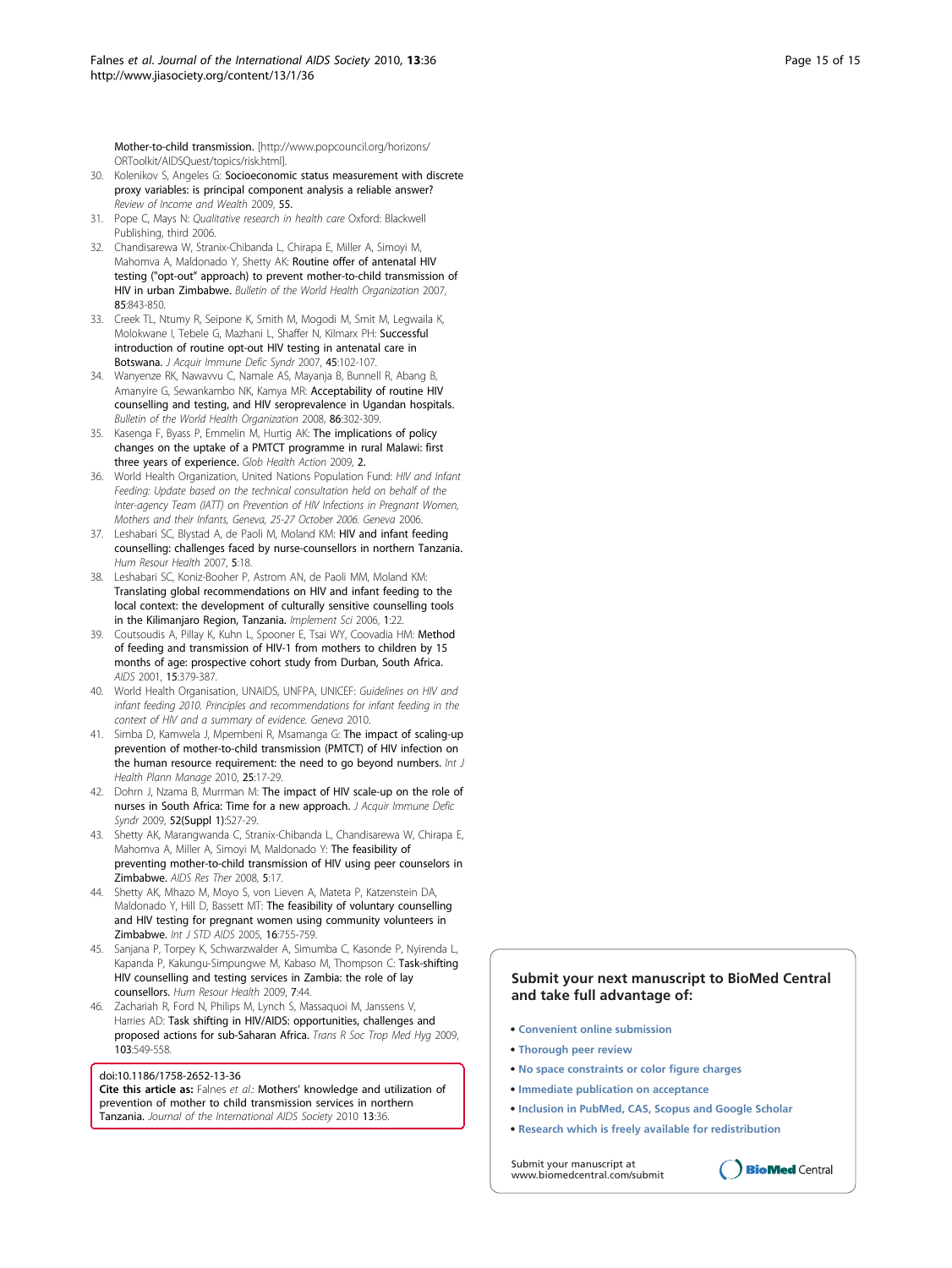Mother-to-child transmission. [http://www.popcouncil.org/horizons/ORToolkit/AIDSQuest/topics/risk.html].

30. Kolenikov S, Angeles G: **Socioeconomic status measurement with discrete proxy variables: is principal component analysis a reliable answer?** *Review of Income and Wealth* 2009, **55**.
31. Pope C, Mays N: *Qualitative research in health care* Oxford: Blackwell Publishing, third 2006.
32. Chandisarewa W, Stranix-Chibanda L, Chirapa E, Miller A, Simoyi M, Mahomva A, Maldonado Y, Shetty AK: **Routine offer of antenatal HIV testing ("opt-out" approach) to prevent mother-to-child transmission of HIV in urban Zimbabwe.** *Bulletin of the World Health Organization* 2007, **85**:843-850.
33. Creek TL, Ntumy R, Seipone K, Smith M, Mogodi M, Smit M, Legwaila K, Molokwane I, Tebele G, Mazhani L, Shaffer N, Kilmarx PH: **Successful introduction of routine opt-out HIV testing in antenatal care in Botswana.** *J Acquir Immune Defic Syndr* 2007, **45**:102-107.
34. Wanyenze RK, Nawavvu C, Namale AS, Mayanja B, Bunnell R, Abang B, Amanyire G, Sewankambo NK, Kamya MR: **Acceptability of routine HIV counselling and testing, and HIV seroprevalence in Ugandan hospitals.** *Bulletin of the World Health Organization* 2008, **86**:302-309.
35. Kasenga F, Byass P, Emmelin M, Hurtig AK: **The implications of policy changes on the uptake of a PMTCT programme in rural Malawi: first three years of experience.** *Glob Health Action* 2009, **2**.
36. World Health Organization, United Nations Population Fund: *HIV and Infant Feeding: Update based on the technical consultation held on behalf of the Inter-agency Team (IATT) on Prevention of HIV Infections in Pregnant Women, Mothers and their Infants, Geneva, 25-27 October 2006. Geneva* 2006.
37. Leshabari SC, Blystad A, de Paoli M, Moland KM: **HIV and infant feeding counselling: challenges faced by nurse-counsellors in northern Tanzania.** *Hum Resour Health* 2007, **5**:18.
38. Leshabari SC, Koniz-Booher P, Astrom AN, de Paoli MM, Moland KM: **Translating global recommendations on HIV and infant feeding to the local context: the development of culturally sensitive counselling tools in the Kilimanjaro Region, Tanzania.** *Implement Sci* 2006, **1**:22.
39. Coutsoudis A, Pillay K, Kuhn L, Spooner E, Tsai WY, Coovadia HM: **Method of feeding and transmission of HIV-1 from mothers to children by 15 months of age: prospective cohort study from Durban, South Africa.** *AIDS* 2001, **15**:379-387.
40. World Health Organisation, UNAIDS, UNFPA, UNICEF: *Guidelines on HIV and infant feeding 2010. Principles and recommendations for infant feeding in the context of HIV and a summary of evidence. Geneva* 2010.
41. Simba D, Kamwela J, Mpembeni R, Msamanga G: **The impact of scaling-up prevention of mother-to-child transmission (PMTCT) of HIV infection on the human resource requirement: the need to go beyond numbers.** *Int J Health Plann Manage* 2010, **25**:17-29.
42. Dohrn J, Nzama B, Murrman M: **The impact of HIV scale-up on the role of nurses in South Africa: Time for a new approach.** *J Acquir Immune Defic Syndr* 2009, **52(Suppl 1)**:S27-29.
43. Shetty AK, Marangwanda C, Stranix-Chibanda L, Chandisarewa W, Chirapa E, Mahomva A, Miller A, Simoyi M, Maldonado Y: **The feasibility of preventing mother-to-child transmission of HIV using peer counselors in Zimbabwe.** *AIDS Res Ther* 2008, **5**:17.
44. Shetty AK, Mhazo M, Moyo S, von Lieven A, Mateta P, Katzenstein DA, Maldonado Y, Hill D, Bassett MT: **The feasibility of voluntary counselling and HIV testing for pregnant women using community volunteers in Zimbabwe.** *Int J STD AIDS* 2005, **16**:755-759.
45. Sanjana P, Torpey K, Schwarzwalder A, Simumba C, Kasonde P, Nyirenda L, Kapanda P, Kakungu-Simpungwe M, Kabaso M, Thompson C: **Task-shifting HIV counselling and testing services in Zambia: the role of lay counsellors.** *Hum Resour Health* 2009, **7**:44.
46. Zachariah R, Ford N, Philips M, Lynch S, Massaquoi M, Janssens V, Harries AD: **Task shifting in HIV/AIDS: opportunities, challenges and proposed actions for sub-Saharan Africa.** *Trans R Soc Trop Med Hyg* 2009, **103**:549-558.

doi:10.1186/1758-2652-13-36

**Cite this article as:** Falnes *et al.*: Mothers' knowledge and utilization of prevention of mother to child transmission services in northern Tanzania. *Journal of the International AIDS Society* 2010 **13**:36.

**Submit your next manuscript to BioMed Central and take full advantage of:**

- Convenient online submission
- Thorough peer review
- No space constraints or color figure charges
- Immediate publication on acceptance
- Inclusion in PubMed, CAS, Scopus and Google Scholar
- Research which is freely available for redistribution

Submit your manuscript at
www.biomedcentral.com/submit

BioMed Central